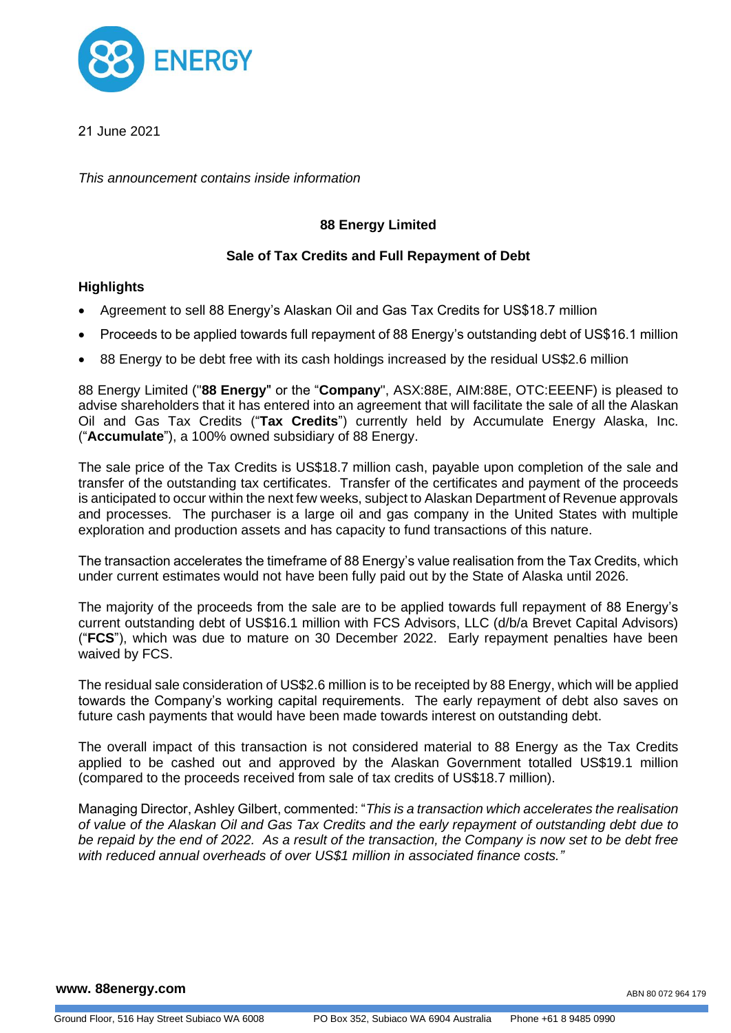21 June 2021

*This announcement contains inside information*

## 88 Energy Limited

### Sale of Tax Credits and Full Repayment of Debt

**Highlights**

- Agreement to sell 88 Energy's Alaskan Oil and Gas Tax Credits for US$18.7 million
- Proceeds to be applied towards full repayment of 88 Energy's outstanding debt of US$16.1 million
- 88 Energy to be debt free with its cash holdings increased by the residual US$2.6 million

88 Energy Limited ("**88 Energy**" or the "**Company**", ASX:88E, AIM:88E, OTC:EEENF) is pleased to advise shareholders that it has entered into an agreement that will facilitate the sale of all the Alaskan Oil and Gas Tax Credits ("**Tax Credits**") currently held by Accumulate Energy Alaska, Inc. ("**Accumulate**"), a 100% owned subsidiary of 88 Energy.

The sale price of the Tax Credits is US$18.7 million cash, payable upon completion of the sale and transfer of the outstanding tax certificates. Transfer of the certificates and payment of the proceeds is anticipated to occur within the next few weeks, subject to Alaskan Department of Revenue approvals and processes. The purchaser is a large oil and gas company in the United States with multiple exploration and production assets and has capacity to fund transactions of this nature.

The transaction accelerates the timeframe of 88 Energy's value realisation from the Tax Credits, which under current estimates would not have been fully paid out by the State of Alaska until 2026.

The majority of the proceeds from the sale are to be applied towards full repayment of 88 Energy's current outstanding debt of US$16.1 million with FCS Advisors, LLC (d/b/a Brevet Capital Advisors) ("**FCS**"), which was due to mature on 30 December 2022. Early repayment penalties have been waived by FCS.

The residual sale consideration of US$2.6 million is to be receipted by 88 Energy, which will be applied towards the Company's working capital requirements. The early repayment of debt also saves on future cash payments that would have been made towards interest on outstanding debt.

The overall impact of this transaction is not considered material to 88 Energy as the Tax Credits applied to be cashed out and approved by the Alaskan Government totalled US$19.1 million (compared to the proceeds received from sale of tax credits of US$18.7 million).

Managing Director, Ashley Gilbert, commented: "*This is a transaction which accelerates the realisation of value of the Alaskan Oil and Gas Tax Credits and the early repayment of outstanding debt due to be repaid by the end of 2022. As a result of the transaction, the Company is now set to be debt free with reduced annual overheads of over US$1 million in associated finance costs.*"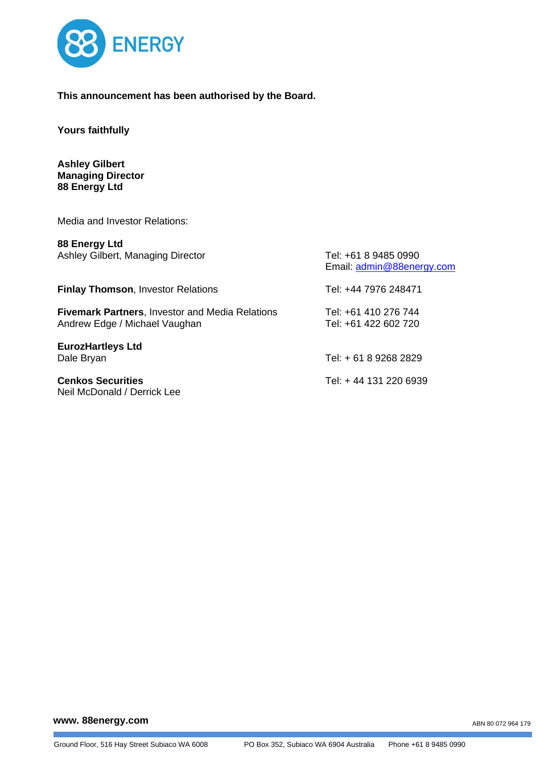**This announcement has been authorised by the Board.**

**Yours faithfully**

**Ashley Gilbert**
**Managing Director**
**88 Energy Ltd**

Media and Investor Relations:

| | |
|---|---|
| **88 Energy Ltd**<br>Ashley Gilbert, Managing Director | Tel: +61 8 9485 0990<br>Email: admin@88energy.com |
| **Finlay Thomson**, Investor Relations | Tel: +44 7976 248471 |
| **Fivemark Partners**, Investor and Media Relations<br>Andrew Edge / Michael Vaughan | Tel: +61 410 276 744<br>Tel: +61 422 602 720 |
| **EurozHartleys Ltd**<br>Dale Bryan | Tel: + 61 8 9268 2829 |
| **Cenkos Securities**<br>Neil McDonald / Derrick Lee | Tel: + 44 131 220 6939 |